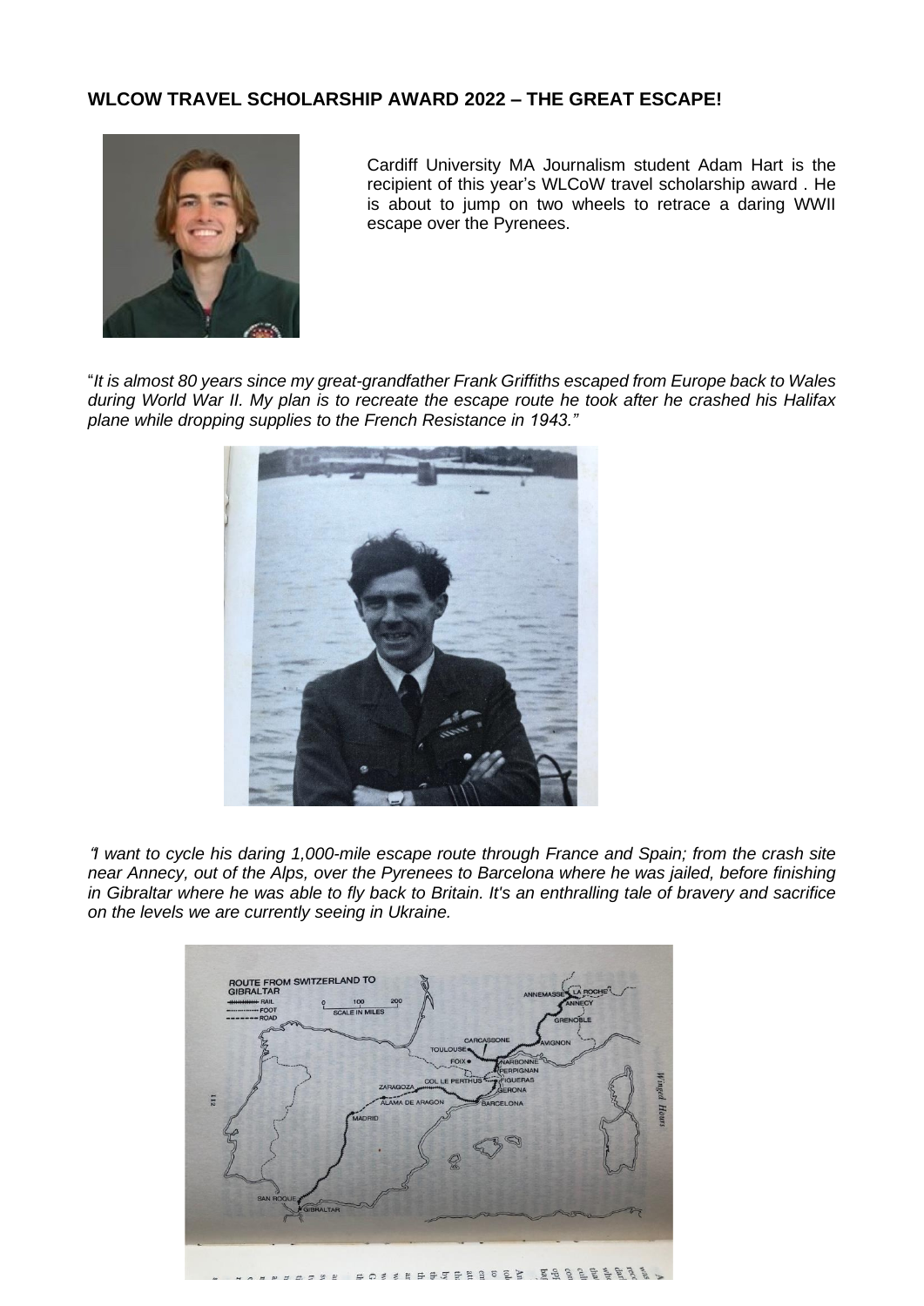**WLCOW TRAVEL SCHOLARSHIP AWARD 2022 – THE GREAT ESCAPE!**

Cardiff University MA Journalism student Adam Hart is the recipient of this year's WLCoW travel scholarship award . He is about to jump on two wheels to retrace a daring WWII escape over the Pyrenees.

"*It is almost 80 years since my great-grandfather Frank Griffiths escaped from Europe back to Wales during World War II. My plan is to recreate the escape route he took after he crashed his Halifax plane while dropping supplies to the French Resistance in 1943."*

*"I want to cycle his daring 1,000-mile escape route through France and Spain; from the crash site near Annecy, out of the Alps, over the Pyrenees to Barcelona where he was jailed, before finishing in Gibraltar where he was able to fly back to Britain. It's an enthralling tale of bravery and sacrifice on the levels we are currently seeing in Ukraine.*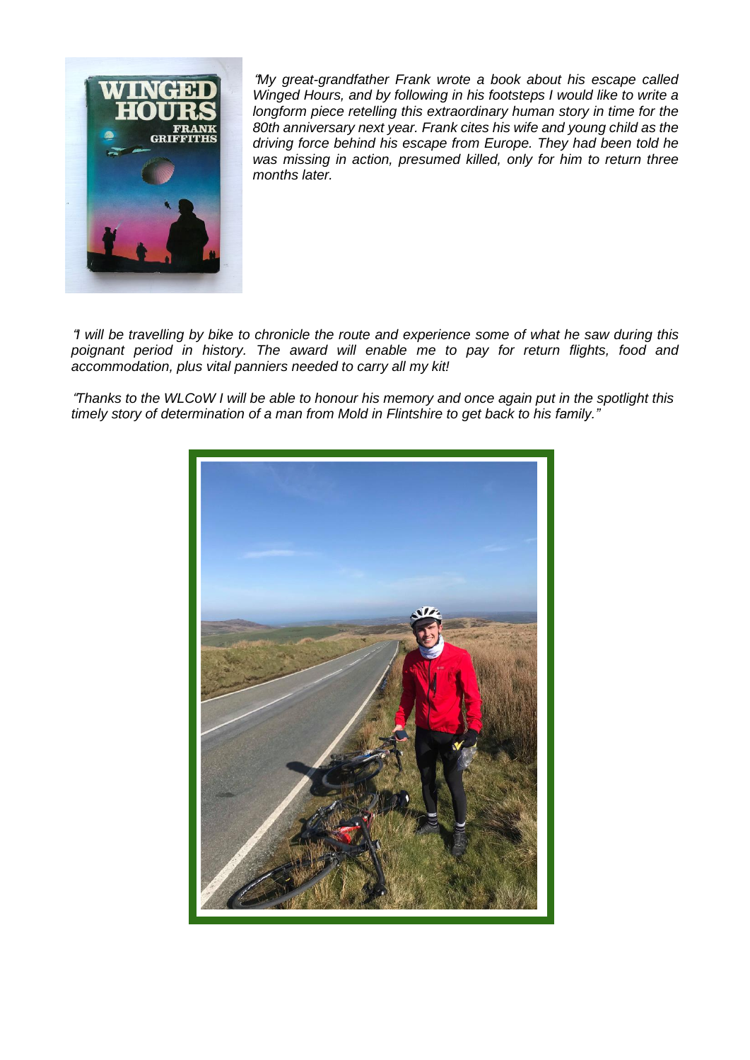*"My great-grandfather Frank wrote a book about his escape called Winged Hours, and by following in his footsteps I would like to write a longform piece retelling this extraordinary human story in time for the 80th anniversary next year. Frank cites his wife and young child as the driving force behind his escape from Europe. They had been told he was missing in action, presumed killed, only for him to return three months later.*

*"I will be travelling by bike to chronicle the route and experience some of what he saw during this poignant period in history. The award will enable me to pay for return flights, food and accommodation, plus vital panniers needed to carry all my kit!*

*"Thanks to the WLCoW I will be able to honour his memory and once again put in the spotlight this timely story of determination of a man from Mold in Flintshire to get back to his family."*